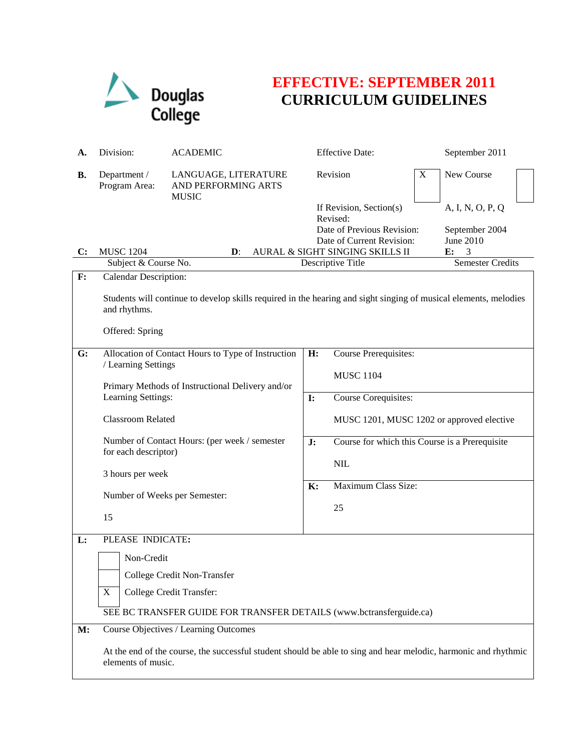Douglas College

# EFFECTIVE: SEPTEMBER 2011
# CURRICULUM GUIDELINES

| | | | | |
|---|---|---|---|---|
| **A.** | Division: | ACADEMIC | Effective Date: | September 2011 |
| **B.** | Department / Program Area: | LANGUAGE, LITERATURE AND PERFORMING ARTS MUSIC | Revision [X] | New Course [ ] |
| | | | If Revision, Section(s) Revised: | A, I, N, O, P, Q |
| | | | Date of Previous Revision: | September 2004 |
| | | | Date of Current Revision: | June 2010 |

| | | | |
|---|---|---|---|
| **C:** MUSC 1204 | **D:** AURAL & SIGHT SINGING SKILLS II | **E:** 3 |
| Subject & Course No. | Descriptive Title | Semester Credits |

**F:** Calendar Description:

Students will continue to develop skills required in the hearing and sight singing of musical elements, melodies and rhythms.

Offered: Spring

**G:** Allocation of Contact Hours to Type of Instruction / Learning Settings

Primary Methods of Instructional Delivery and/or Learning Settings:

Classroom Related

Number of Contact Hours: (per week / semester for each descriptor)

3 hours per week

Number of Weeks per Semester:

15

**H:** Course Prerequisites:

MUSC 1104

**I:** Course Corequisites:

MUSC 1201, MUSC 1202 or approved elective

**J:** Course for which this Course is a Prerequisite

NIL

**K:** Maximum Class Size:

25

**L:** PLEASE INDICATE:

- [ ] Non-Credit
- [ ] College Credit Non-Transfer
- [X] College Credit Transfer:

SEE BC TRANSFER GUIDE FOR TRANSFER DETAILS (www.bctransferguide.ca)

**M:** Course Objectives / Learning Outcomes

At the end of the course, the successful student should be able to sing and hear melodic, harmonic and rhythmic elements of music.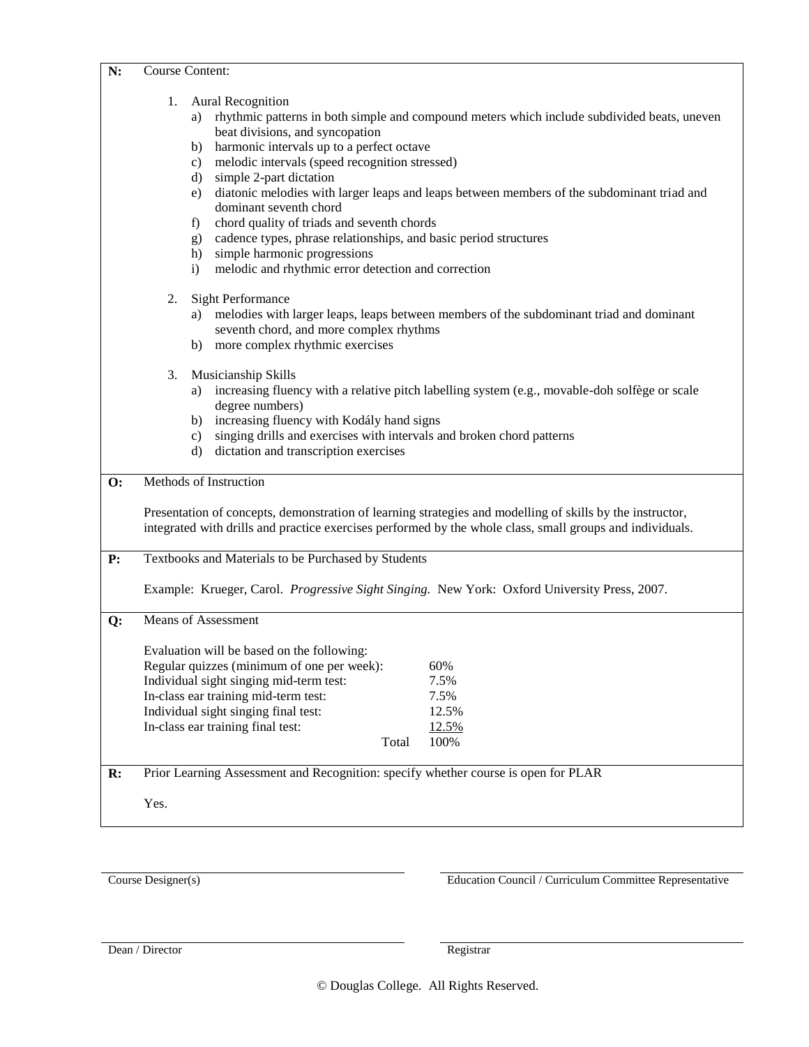**N:** Course Content:

1. Aural Recognition
   a) rhythmic patterns in both simple and compound meters which include subdivided beats, uneven beat divisions, and syncopation
   b) harmonic intervals up to a perfect octave
   c) melodic intervals (speed recognition stressed)
   d) simple 2-part dictation
   e) diatonic melodies with larger leaps and leaps between members of the subdominant triad and dominant seventh chord
   f) chord quality of triads and seventh chords
   g) cadence types, phrase relationships, and basic period structures
   h) simple harmonic progressions
   i) melodic and rhythmic error detection and correction

2. Sight Performance
   a) melodies with larger leaps, leaps between members of the subdominant triad and dominant seventh chord, and more complex rhythms
   b) more complex rhythmic exercises

3. Musicianship Skills
   a) increasing fluency with a relative pitch labelling system (e.g., movable-doh solfège or scale degree numbers)
   b) increasing fluency with Kodály hand signs
   c) singing drills and exercises with intervals and broken chord patterns
   d) dictation and transcription exercises

**O:** Methods of Instruction

Presentation of concepts, demonstration of learning strategies and modelling of skills by the instructor, integrated with drills and practice exercises performed by the whole class, small groups and individuals.

**P:** Textbooks and Materials to be Purchased by Students

Example: Krueger, Carol. *Progressive Sight Singing.* New York: Oxford University Press, 2007.

**Q:** Means of Assessment

Evaluation will be based on the following:

| | |
|---|---|
| Regular quizzes (minimum of one per week): | 60% |
| Individual sight singing mid-term test: | 7.5% |
| In-class ear training mid-term test: | 7.5% |
| Individual sight singing final test: | 12.5% |
| In-class ear training final test: | 12.5% |
| Total | 100% |

**R:** Prior Learning Assessment and Recognition: specify whether course is open for PLAR

Yes.

Course Designer(s)

Education Council / Curriculum Committee Representative

Dean / Director

Registrar

© Douglas College. All Rights Reserved.